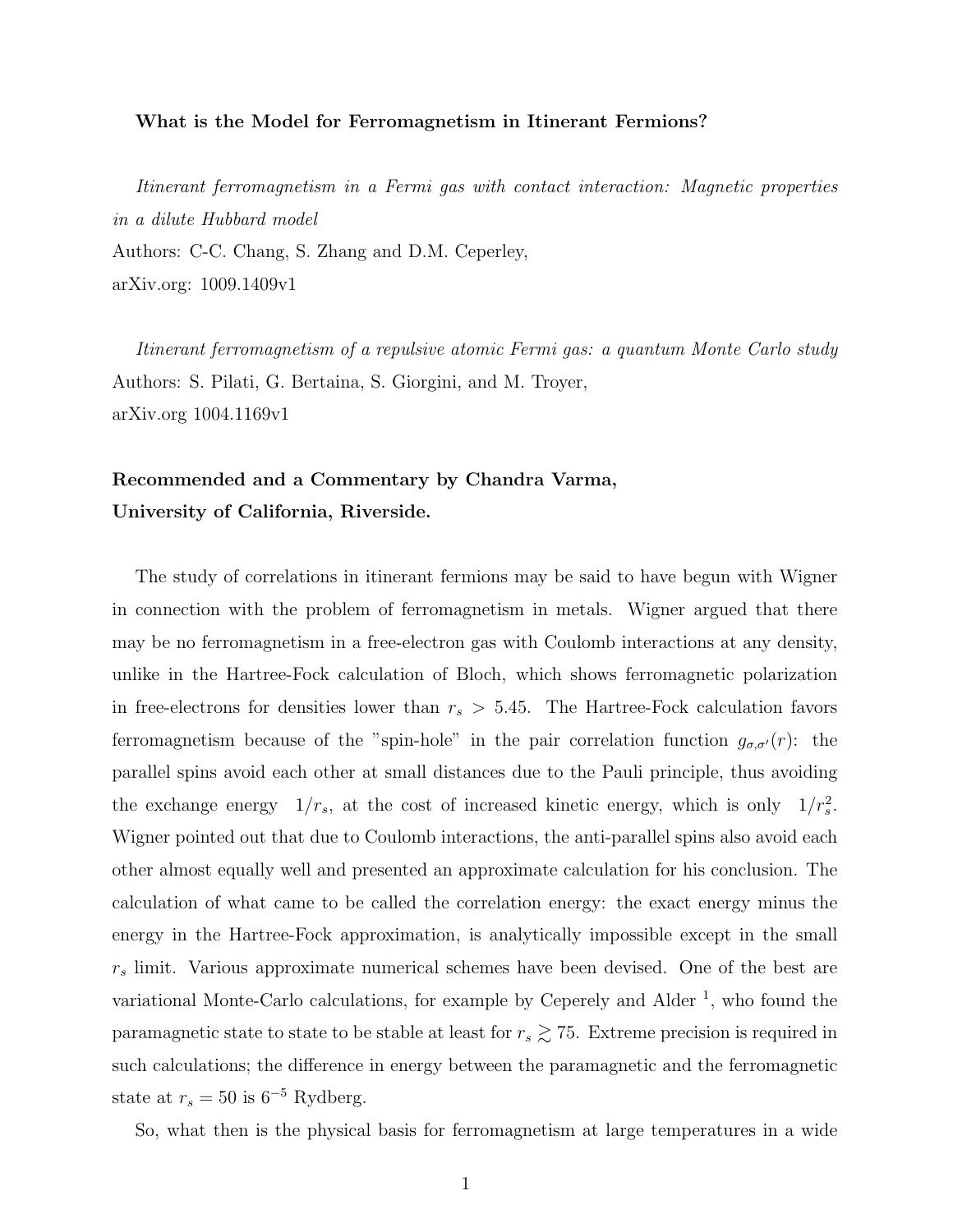**What is the Model for Ferromagnetism in Itinerant Fermions?**

*Itinerant ferromagnetism in a Fermi gas with contact interaction: Magnetic properties in a dilute Hubbard model*
Authors: C-C. Chang, S. Zhang and D.M. Ceperley,
arXiv.org: 1009.1409v1

*Itinerant ferromagnetism of a repulsive atomic Fermi gas: a quantum Monte Carlo study*
Authors: S. Pilati, G. Bertaina, S. Giorgini, and M. Troyer,
arXiv.org 1004.1169v1

**Recommended and a Commentary by Chandra Varma,**
**University of California, Riverside.**

The study of correlations in itinerant fermions may be said to have begun with Wigner in connection with the problem of ferromagnetism in metals. Wigner argued that there may be no ferromagnetism in a free-electron gas with Coulomb interactions at any density, unlike in the Hartree-Fock calculation of Bloch, which shows ferromagnetic polarization in free-electrons for densities lower than $r_s > 5.45$. The Hartree-Fock calculation favors ferromagnetism because of the "spin-hole" in the pair correlation function $g_{\sigma,\sigma'}(r)$: the parallel spins avoid each other at small distances due to the Pauli principle, thus avoiding the exchange energy $1/r_s$, at the cost of increased kinetic energy, which is only $1/r_s^2$. Wigner pointed out that due to Coulomb interactions, the anti-parallel spins also avoid each other almost equally well and presented an approximate calculation for his conclusion. The calculation of what came to be called the correlation energy: the exact energy minus the energy in the Hartree-Fock approximation, is analytically impossible except in the small $r_s$ limit. Various approximate numerical schemes have been devised. One of the best are variational Monte-Carlo calculations, for example by Ceperely and Alder [1], who found the paramagnetic state to state to be stable at least for $r_s \gtrsim 75$. Extreme precision is required in such calculations; the difference in energy between the paramagnetic and the ferromagnetic state at $r_s = 50$ is $6^{-5}$ Rydberg.

So, what then is the physical basis for ferromagnetism at large temperatures in a wide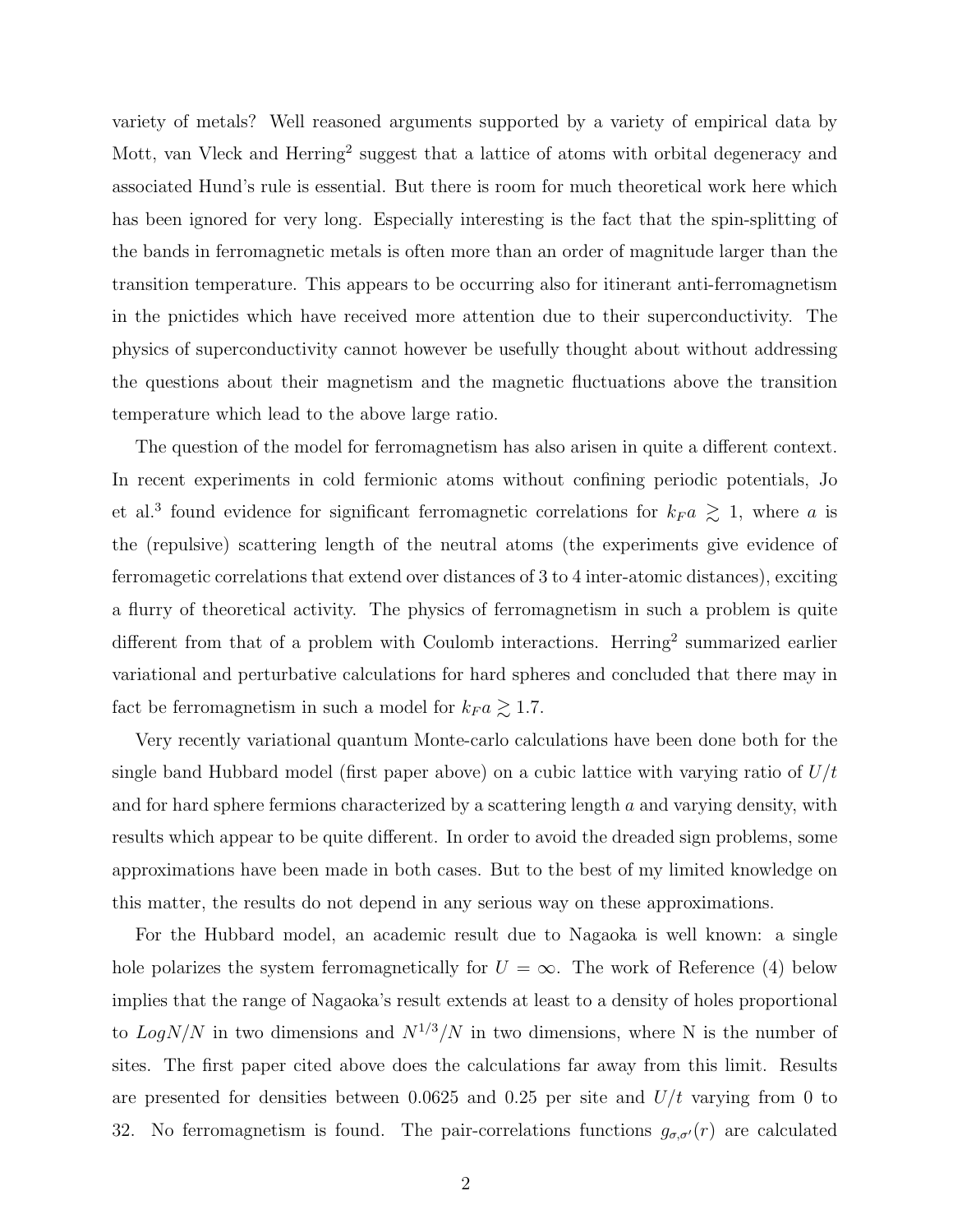variety of metals? Well reasoned arguments supported by a variety of empirical data by Mott, van Vleck and Herring[2] suggest that a lattice of atoms with orbital degeneracy and associated Hund's rule is essential. But there is room for much theoretical work here which has been ignored for very long. Especially interesting is the fact that the spin-splitting of the bands in ferromagnetic metals is often more than an order of magnitude larger than the transition temperature. This appears to be occurring also for itinerant anti-ferromagnetism in the pnictides which have received more attention due to their superconductivity. The physics of superconductivity cannot however be usefully thought about without addressing the questions about their magnetism and the magnetic fluctuations above the transition temperature which lead to the above large ratio.

The question of the model for ferromagnetism has also arisen in quite a different context. In recent experiments in cold fermionic atoms without confining periodic potentials, Jo et al.[3] found evidence for significant ferromagnetic correlations for $k_F a \gtrsim 1$, where $a$ is the (repulsive) scattering length of the neutral atoms (the experiments give evidence of ferromagetic correlations that extend over distances of 3 to 4 inter-atomic distances), exciting a flurry of theoretical activity. The physics of ferromagnetism in such a problem is quite different from that of a problem with Coulomb interactions. Herring[2] summarized earlier variational and perturbative calculations for hard spheres and concluded that there may in fact be ferromagnetism in such a model for $k_F a \gtrsim 1.7$.

Very recently variational quantum Monte-carlo calculations have been done both for the single band Hubbard model (first paper above) on a cubic lattice with varying ratio of $U/t$ and for hard sphere fermions characterized by a scattering length $a$ and varying density, with results which appear to be quite different. In order to avoid the dreaded sign problems, some approximations have been made in both cases. But to the best of my limited knowledge on this matter, the results do not depend in any serious way on these approximations.

For the Hubbard model, an academic result due to Nagaoka is well known: a single hole polarizes the system ferromagnetically for $U = \infty$. The work of Reference (4) below implies that the range of Nagaoka's result extends at least to a density of holes proportional to $LogN/N$ in two dimensions and $N^{1/3}/N$ in two dimensions, where N is the number of sites. The first paper cited above does the calculations far away from this limit. Results are presented for densities between 0.0625 and 0.25 per site and $U/t$ varying from 0 to 32. No ferromagnetism is found. The pair-correlations functions $g_{\sigma,\sigma'}(r)$ are calculated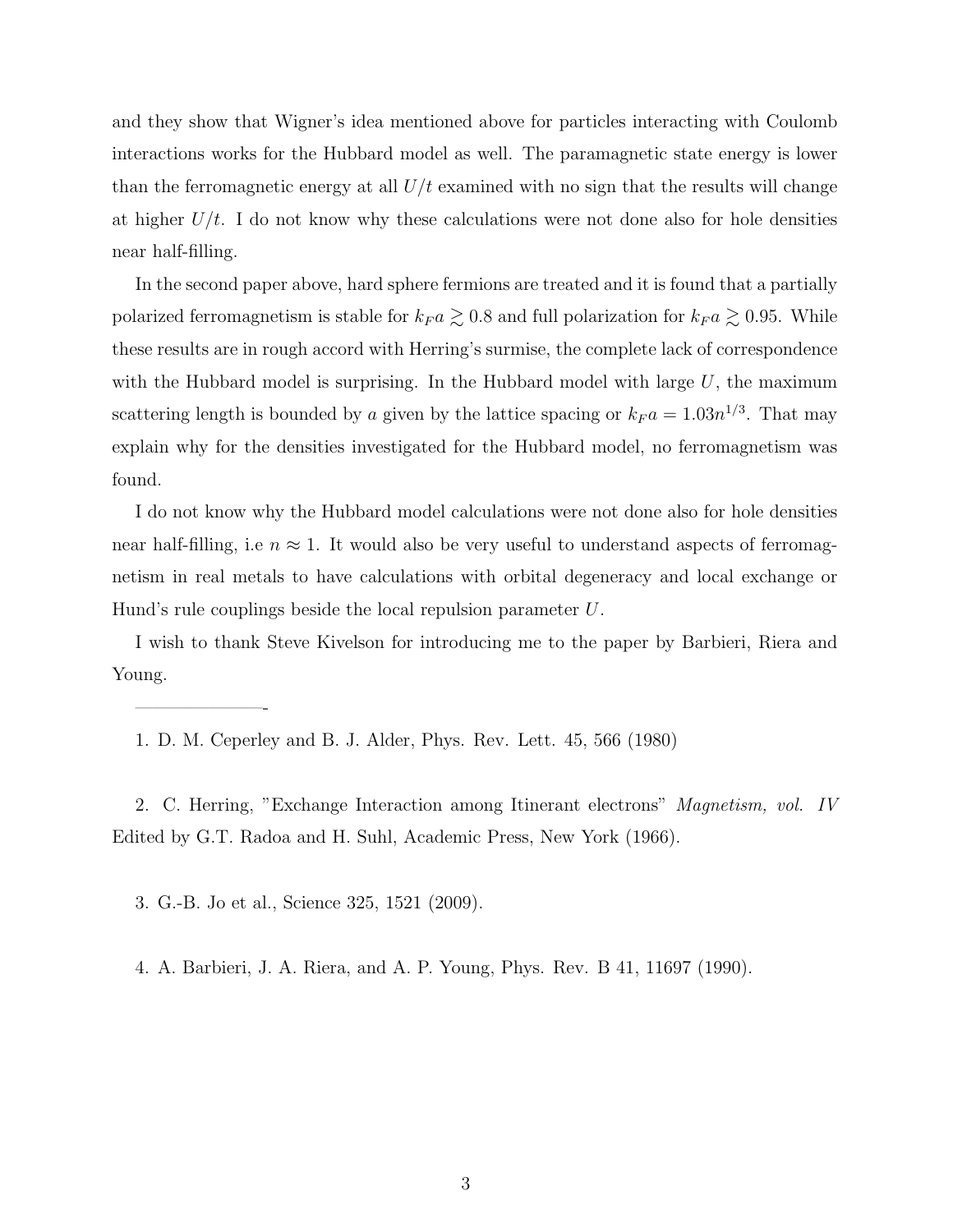and they show that Wigner's idea mentioned above for particles interacting with Coulomb interactions works for the Hubbard model as well. The paramagnetic state energy is lower than the ferromagnetic energy at all $U/t$ examined with no sign that the results will change at higher $U/t$. I do not know why these calculations were not done also for hole densities near half-filling.

In the second paper above, hard sphere fermions are treated and it is found that a partially polarized ferromagnetism is stable for $k_F a \gtrsim 0.8$ and full polarization for $k_F a \gtrsim 0.95$. While these results are in rough accord with Herring's surmise, the complete lack of correspondence with the Hubbard model is surprising. In the Hubbard model with large $U$, the maximum scattering length is bounded by $a$ given by the lattice spacing or $k_F a = 1.03 n^{1/3}$. That may explain why for the densities investigated for the Hubbard model, no ferromagnetism was found.

I do not know why the Hubbard model calculations were not done also for hole densities near half-filling, i.e $n \approx 1$. It would also be very useful to understand aspects of ferromagnetism in real metals to have calculations with orbital degeneracy and local exchange or Hund's rule couplings beside the local repulsion parameter $U$.

I wish to thank Steve Kivelson for introducing me to the paper by Barbieri, Riera and Young.

---

1. D. M. Ceperley and B. J. Alder, Phys. Rev. Lett. 45, 566 (1980)

2. C. Herring, "Exchange Interaction among Itinerant electrons" *Magnetism, vol. IV* Edited by G.T. Radoa and H. Suhl, Academic Press, New York (1966).

3. G.-B. Jo et al., Science 325, 1521 (2009).

4. A. Barbieri, J. A. Riera, and A. P. Young, Phys. Rev. B 41, 11697 (1990).